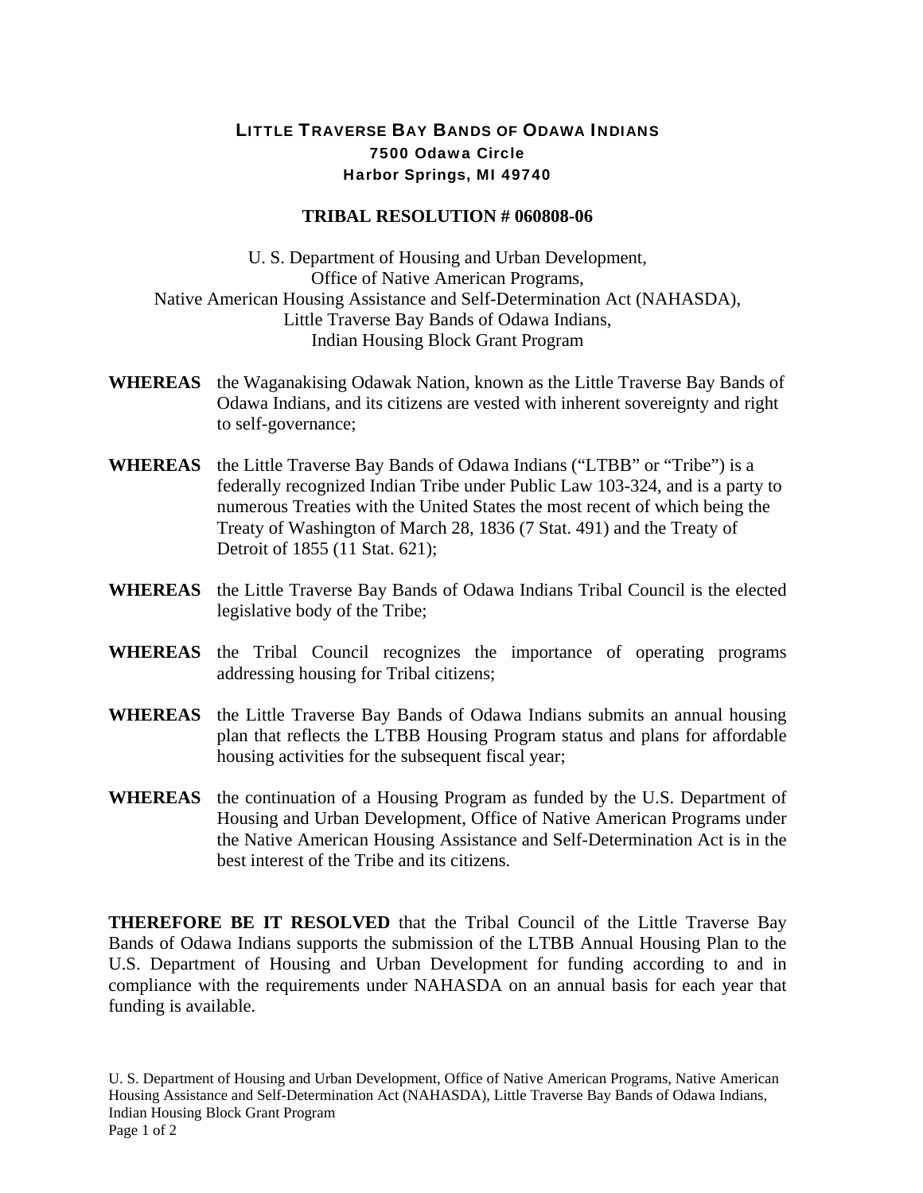# LITTLE TRAVERSE BAY BANDS OF ODAWA INDIANS

**7500 Odawa Circle**
**Harbor Springs, MI 49740**

## TRIBAL RESOLUTION # 060808-06

U. S. Department of Housing and Urban Development,
Office of Native American Programs,
Native American Housing Assistance and Self-Determination Act (NAHASDA),
Little Traverse Bay Bands of Odawa Indians,
Indian Housing Block Grant Program

**WHEREAS** the Waganakising Odawak Nation, known as the Little Traverse Bay Bands of Odawa Indians, and its citizens are vested with inherent sovereignty and right to self-governance;

**WHEREAS** the Little Traverse Bay Bands of Odawa Indians ("LTBB" or "Tribe") is a federally recognized Indian Tribe under Public Law 103-324, and is a party to numerous Treaties with the United States the most recent of which being the Treaty of Washington of March 28, 1836 (7 Stat. 491) and the Treaty of Detroit of 1855 (11 Stat. 621);

**WHEREAS** the Little Traverse Bay Bands of Odawa Indians Tribal Council is the elected legislative body of the Tribe;

**WHEREAS** the Tribal Council recognizes the importance of operating programs addressing housing for Tribal citizens;

**WHEREAS** the Little Traverse Bay Bands of Odawa Indians submits an annual housing plan that reflects the LTBB Housing Program status and plans for affordable housing activities for the subsequent fiscal year;

**WHEREAS** the continuation of a Housing Program as funded by the U.S. Department of Housing and Urban Development, Office of Native American Programs under the Native American Housing Assistance and Self-Determination Act is in the best interest of the Tribe and its citizens.

**THEREFORE BE IT RESOLVED** that the Tribal Council of the Little Traverse Bay Bands of Odawa Indians supports the submission of the LTBB Annual Housing Plan to the U.S. Department of Housing and Urban Development for funding according to and in compliance with the requirements under NAHASDA on an annual basis for each year that funding is available.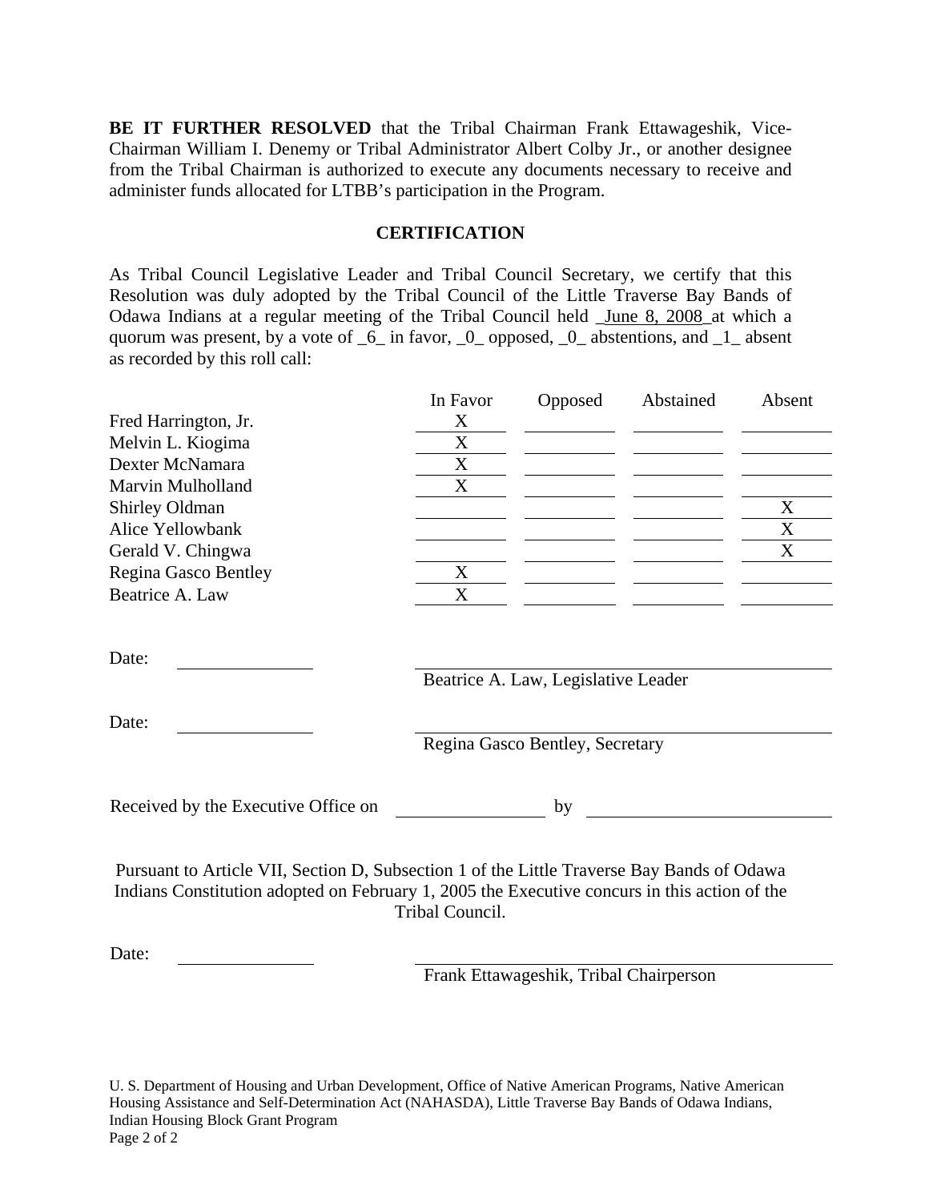**BE IT FURTHER RESOLVED** that the Tribal Chairman Frank Ettawageshik, Vice-Chairman William I. Denemy or Tribal Administrator Albert Colby Jr., or another designee from the Tribal Chairman is authorized to execute any documents necessary to receive and administer funds allocated for LTBB's participation in the Program.

## CERTIFICATION

As Tribal Council Legislative Leader and Tribal Council Secretary, we certify that this Resolution was duly adopted by the Tribal Council of the Little Traverse Bay Bands of Odawa Indians at a regular meeting of the Tribal Council held _June 8, 2008_ at which a quorum was present, by a vote of _6_ in favor, _0_ opposed, _0_ abstentions, and _1_ absent as recorded by this roll call:

| | In Favor | Opposed | Abstained | Absent |
|---|---|---|---|---|
| Fred Harrington, Jr. | X | | | |
| Melvin L. Kiogima | X | | | |
| Dexter McNamara | X | | | |
| Marvin Mulholland | X | | | |
| Shirley Oldman | | | | X |
| Alice Yellowbank | | | | X |
| Gerald V. Chingwa | | | | X |
| Regina Gasco Bentley | X | | | |
| Beatrice A. Law | X | | | |

Date: ________________ ______________________________
Beatrice A. Law, Legislative Leader

Date: ________________ ______________________________
Regina Gasco Bentley, Secretary

Received by the Executive Office on ________________ by ______________________

Pursuant to Article VII, Section D, Subsection 1 of the Little Traverse Bay Bands of Odawa Indians Constitution adopted on February 1, 2005 the Executive concurs in this action of the Tribal Council.

Date: ________________ ______________________________
Frank Ettawageshik, Tribal Chairperson

U. S. Department of Housing and Urban Development, Office of Native American Programs, Native American Housing Assistance and Self-Determination Act (NAHASDA), Little Traverse Bay Bands of Odawa Indians, Indian Housing Block Grant Program